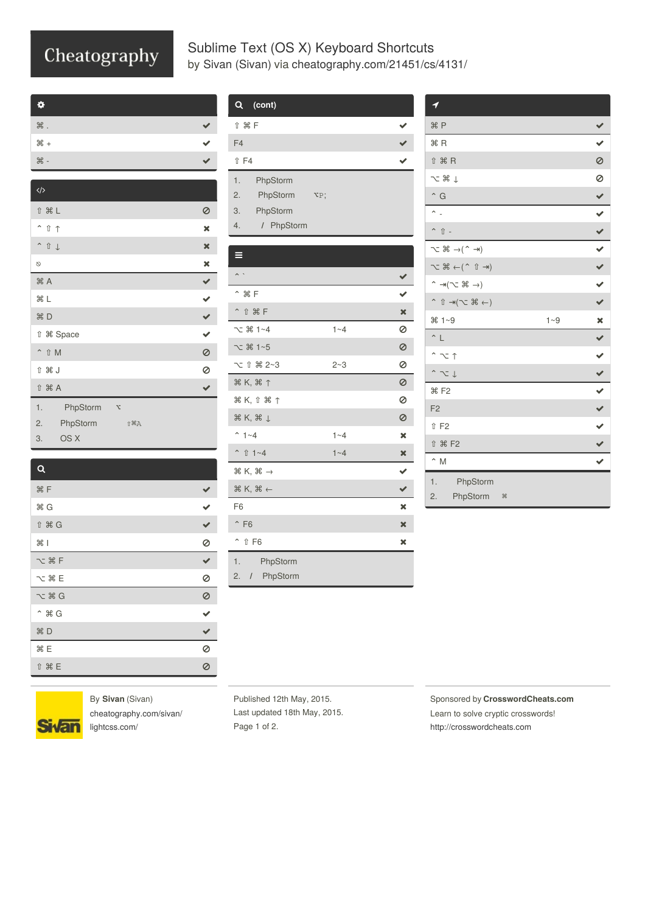# Sublime Text (OS X) Keyboard Shortcuts

by Sivan (Sivan) via cheatography.com/21451/cs/4131/

| ⚙ | |
|---|---|
| ⌘ . | ✔ |
| ⌘ + | ✔ |
| ⌘ - | ✔ |

| </> | |
|---|---|
| ⇧ ⌘ L | ⊘ |
| ⌃ ⇧ ↑ | ✖ |
| ⌃ ⇧ ↓ | ✖ |
| ⎋ | ✖ |
| ⌘ A | ✔ |
| ⌘ L | ✔ |
| ⌘ D | ✔ |
| ⇧ ⌘ Space | ✔ |
| ⌃ ⇧ M | ⊘ |
| ⇧ ⌘ J | ⊘ |
| ⇧ ⌘ A | ✔ |

1. PhpStorm ⌥
2. PhpStorm ⇧⌘A
3. OS X

| 🔍 | |
|---|---|
| ⌘ F | ✔ |
| ⌘ G | ✔ |
| ⇧ ⌘ G | ✔ |
| ⌘ I | ⊘ |
| ⌥ ⌘ F | ✔ |
| ⌥ ⌘ E | ⊘ |
| ⌥ ⌘ G | ⊘ |
| ⌃ ⌘ G | ✔ |
| ⌘ D | ✔ |
| ⌘ E | ⊘ |
| ⇧ ⌘ E | ⊘ |

| 🔍 (cont) | |
|---|---|
| ⇧ ⌘ F | ✔ |
| F4 | ✔ |
| ⇧ F4 | ✔ |

1. PhpStorm
2. PhpStorm ⌥P;
3. PhpStorm
4. / PhpStorm

| ☰ | | |
|---|---|---|
| ⌃ ` | | ✔ |
| ⌃ ⌘ F | | ✔ |
| ⌃ ⇧ ⌘ F | | ✖ |
| ⌥ ⌘ 1~4 | 1~4 | ⊘ |
| ⌥ ⌘ 1~5 | | ⊘ |
| ⌥ ⇧ ⌘ 2~3 | 2~3 | ⊘ |
| ⌘ K, ⌘ ↑ | | ⊘ |
| ⌘ K, ⇧ ⌘ ↑ | | ⊘ |
| ⌘ K, ⌘ ↓ | | ⊘ |
| ⌃ 1~4 | 1~4 | ✖ |
| ⌃ ⇧ 1~4 | 1~4 | ✖ |
| ⌘ K, ⌘ → | | ✔ |
| ⌘ K, ⌘ ← | | ✔ |
| F6 | | ✖ |
| ⌃ F6 | | ✖ |
| ⌃ ⇧ F6 | | ✖ |

1. PhpStorm
2. / PhpStorm

| ➤ | | |
|---|---|---|
| ⌘ P | | ✔ |
| ⌘ R | | ✔ |
| ⇧ ⌘ R | | ⊘ |
| ⌥ ⌘ ↓ | | ⊘ |
| ⌃ G | | ✔ |
| ⌃ - | | ✔ |
| ⌃ ⇧ - | | ✔ |
| ⌥ ⌘ →(⌃ ⇥) | | ✔ |
| ⌥ ⌘ ←(⌃ ⇧ ⇥) | | ✔ |
| ⌃ ⇥(⌥ ⌘ →) | | ✔ |
| ⌃ ⇧ ⇥(⌥ ⌘ ←) | | ✔ |
| ⌘ 1~9 | 1~9 | ✖ |
| ⌃ L | | ✔ |
| ⌃ ⌥ ↑ | | ✔ |
| ⌃ ⌥ ↓ | | ✔ |
| ⌘ F2 | | ✔ |
| F2 | | ✔ |
| ⇧ F2 | | ✔ |
| ⇧ ⌘ F2 | | ✔ |
| ⌃ M | | ✔ |

1. PhpStorm
2. PhpStorm ⌘

By **Sivan** (Sivan)
cheatography.com/sivan/
lightcss.com/

Published 12th May, 2015.
Last updated 18th May, 2015.

Sponsored by **CrosswordCheats.com**
Learn to solve cryptic crosswords!
http://crosswordcheats.com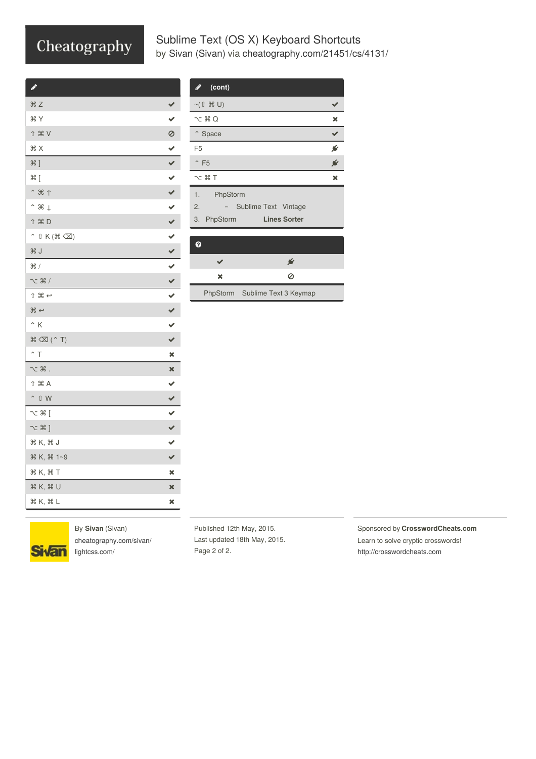# Sublime Text (OS X) Keyboard Shortcuts

by Sivan (Sivan) via cheatography.com/21451/cs/4131/

| | |
|---|---|
| ⌘ Z | ✔ |
| ⌘ Y | ✔ |
| ⇧ ⌘ V | ⊘ |
| ⌘ X | ✔ |
| ⌘ ] | ✔ |
| ⌘ [ | ✔ |
| ⌃ ⌘ ↑ | ✔ |
| ⌃ ⌘ ↓ | ✔ |
| ⇧ ⌘ D | ✔ |
| ⌃ ⇧ K (⌘ ⌫) | ✔ |
| ⌘ J | ✔ |
| ⌘ / | ✔ |
| ⌥ ⌘ / | ✔ |
| ⇧ ⌘ ↩ | ✔ |
| ⌘ ↩ | ✔ |
| ⌃ K | ✔ |
| ⌘ ⌫ (⌃ T) | ✔ |
| ⌃ T | ✖ |
| ⌥ ⌘ . | ✖ |
| ⇧ ⌘ A | ✔ |
| ⌃ ⇧ W | ✔ |
| ⌥ ⌘ [ | ✔ |
| ⌥ ⌘ ] | ✔ |
| ⌘ K, ⌘ J | ✔ |
| ⌘ K, ⌘ 1~9 | ✔ |
| ⌘ K, ⌘ T | ✖ |
| ⌘ K, ⌘ U | ✖ |
| ⌘ K, ⌘ L | ✖ |

## (cont)

| | |
|---|---|
| ~(⇧ ⌘ U) | ✔ |
| ⌥ ⌘ Q | ✖ |
| ⌃ Space | ✔ |
| F5 | 🔌 |
| ⌃ F5 | 🔌 |
| ⌥ ⌘ T | ✖ |

1. PhpStorm
2. ~ Sublime Text Vintage
3. PhpStorm **Lines Sorter**

## ?

| | |
|---|---|
| ✔ | 🔌 |
| ✖ | ⊘ |

PhpStorm Sublime Text 3 Keymap

By **Sivan** (Sivan)
cheatography.com/sivan/
lightcss.com/

Published 12th May, 2015.
Last updated 18th May, 2015.

Sponsored by **CrosswordCheats.com**
Learn to solve cryptic crosswords!
http://crosswordcheats.com